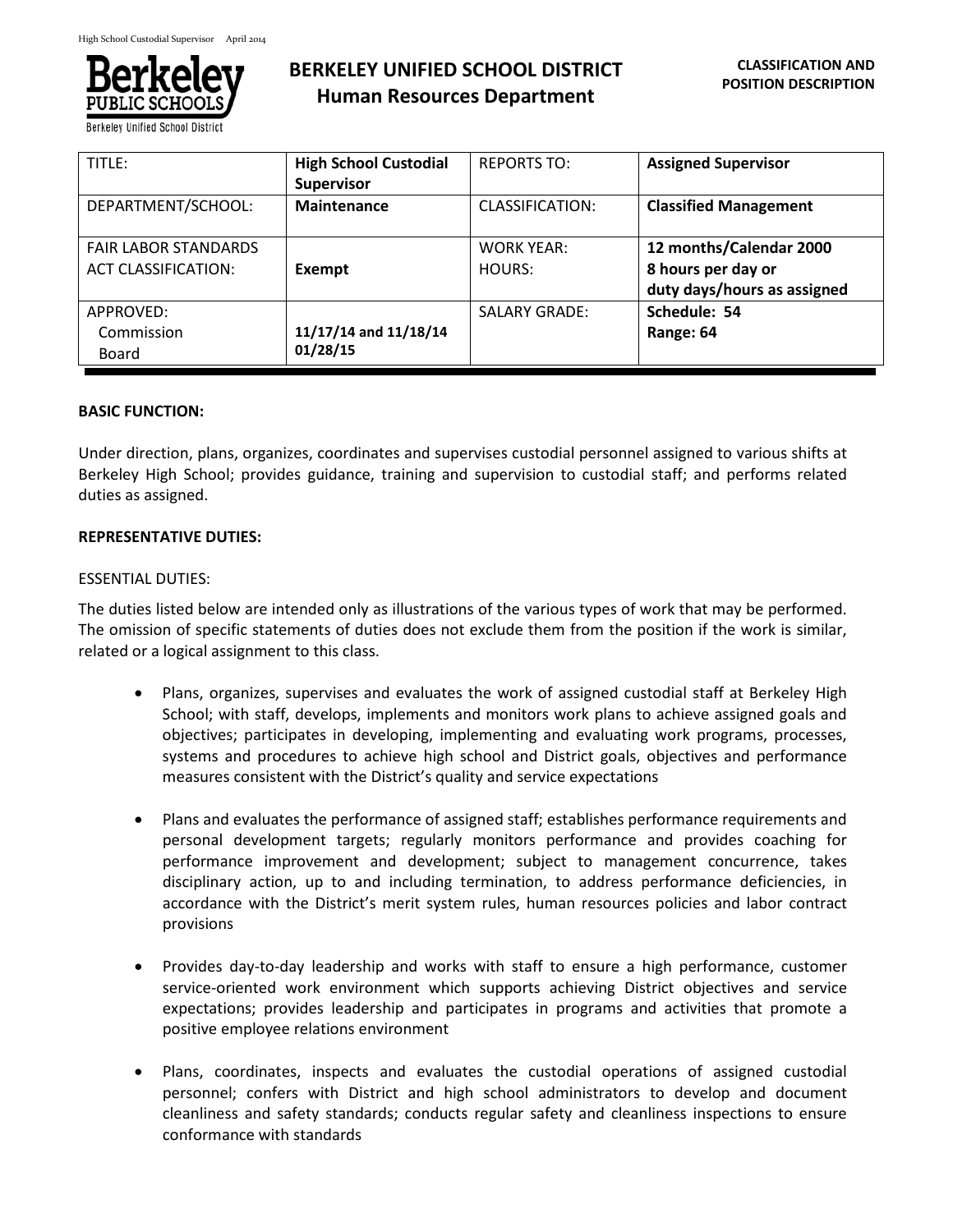# BERKELEY UNIFIED SCHOOL DISTRICT
## Human Resources Department

**CLASSIFICATION AND POSITION DESCRIPTION**

| TITLE: | **High School Custodial Supervisor** | REPORTS TO: | **Assigned Supervisor** |
|---|---|---|---|
| DEPARTMENT/SCHOOL: | **Maintenance** | CLASSIFICATION: | **Classified Management** |
| FAIR LABOR STANDARDS ACT CLASSIFICATION: | **Exempt** | WORK YEAR: HOURS: | **12 months/Calendar 2000 8 hours per day or duty days/hours as assigned** |
| APPROVED: Commission Board | **11/17/14 and 11/18/14 01/28/15** | SALARY GRADE: | **Schedule: 54 Range: 64** |

**BASIC FUNCTION:**

Under direction, plans, organizes, coordinates and supervises custodial personnel assigned to various shifts at Berkeley High School; provides guidance, training and supervision to custodial staff; and performs related duties as assigned.

**REPRESENTATIVE DUTIES:**

ESSENTIAL DUTIES:

The duties listed below are intended only as illustrations of the various types of work that may be performed. The omission of specific statements of duties does not exclude them from the position if the work is similar, related or a logical assignment to this class.

- Plans, organizes, supervises and evaluates the work of assigned custodial staff at Berkeley High School; with staff, develops, implements and monitors work plans to achieve assigned goals and objectives; participates in developing, implementing and evaluating work programs, processes, systems and procedures to achieve high school and District goals, objectives and performance measures consistent with the District's quality and service expectations

- Plans and evaluates the performance of assigned staff; establishes performance requirements and personal development targets; regularly monitors performance and provides coaching for performance improvement and development; subject to management concurrence, takes disciplinary action, up to and including termination, to address performance deficiencies, in accordance with the District's merit system rules, human resources policies and labor contract provisions

- Provides day-to-day leadership and works with staff to ensure a high performance, customer service-oriented work environment which supports achieving District objectives and service expectations; provides leadership and participates in programs and activities that promote a positive employee relations environment

- Plans, coordinates, inspects and evaluates the custodial operations of assigned custodial personnel; confers with District and high school administrators to develop and document cleanliness and safety standards; conducts regular safety and cleanliness inspections to ensure conformance with standards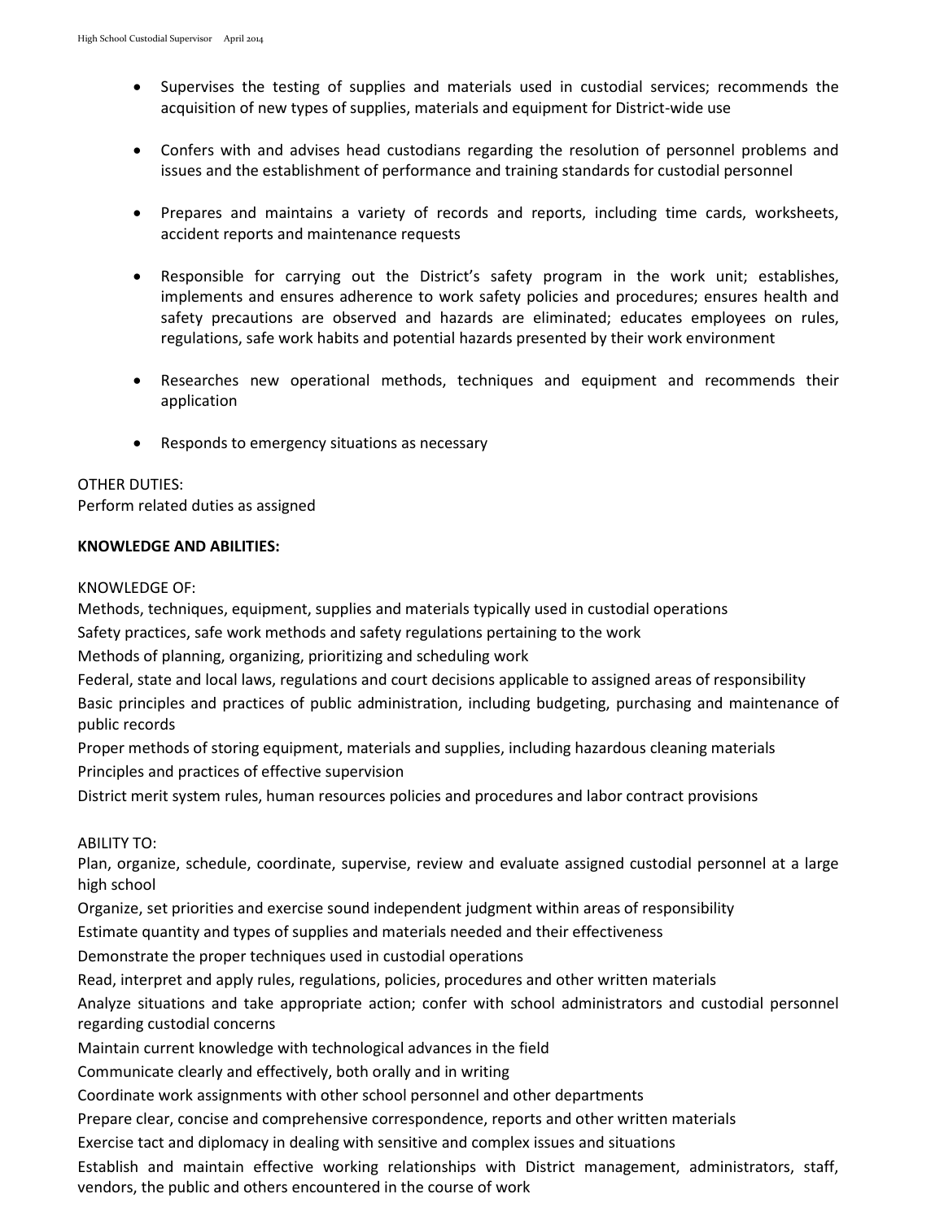- Supervises the testing of supplies and materials used in custodial services; recommends the acquisition of new types of supplies, materials and equipment for District-wide use

- Confers with and advises head custodians regarding the resolution of personnel problems and issues and the establishment of performance and training standards for custodial personnel

- Prepares and maintains a variety of records and reports, including time cards, worksheets, accident reports and maintenance requests

- Responsible for carrying out the District's safety program in the work unit; establishes, implements and ensures adherence to work safety policies and procedures; ensures health and safety precautions are observed and hazards are eliminated; educates employees on rules, regulations, safe work habits and potential hazards presented by their work environment

- Researches new operational methods, techniques and equipment and recommends their application

- Responds to emergency situations as necessary

OTHER DUTIES:
Perform related duties as assigned

**KNOWLEDGE AND ABILITIES:**

KNOWLEDGE OF:
Methods, techniques, equipment, supplies and materials typically used in custodial operations
Safety practices, safe work methods and safety regulations pertaining to the work
Methods of planning, organizing, prioritizing and scheduling work
Federal, state and local laws, regulations and court decisions applicable to assigned areas of responsibility
Basic principles and practices of public administration, including budgeting, purchasing and maintenance of public records
Proper methods of storing equipment, materials and supplies, including hazardous cleaning materials
Principles and practices of effective supervision
District merit system rules, human resources policies and procedures and labor contract provisions

ABILITY TO:
Plan, organize, schedule, coordinate, supervise, review and evaluate assigned custodial personnel at a large high school
Organize, set priorities and exercise sound independent judgment within areas of responsibility
Estimate quantity and types of supplies and materials needed and their effectiveness
Demonstrate the proper techniques used in custodial operations
Read, interpret and apply rules, regulations, policies, procedures and other written materials
Analyze situations and take appropriate action; confer with school administrators and custodial personnel regarding custodial concerns
Maintain current knowledge with technological advances in the field
Communicate clearly and effectively, both orally and in writing
Coordinate work assignments with other school personnel and other departments
Prepare clear, concise and comprehensive correspondence, reports and other written materials
Exercise tact and diplomacy in dealing with sensitive and complex issues and situations
Establish and maintain effective working relationships with District management, administrators, staff, vendors, the public and others encountered in the course of work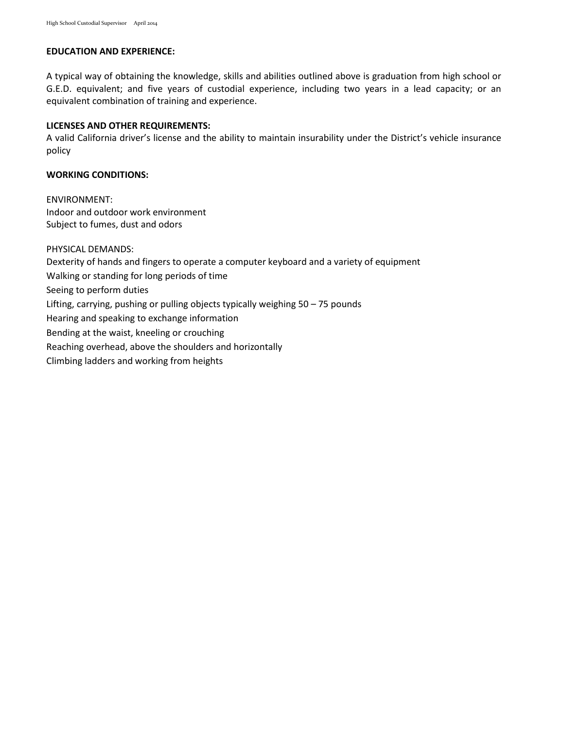**EDUCATION AND EXPERIENCE:**

A typical way of obtaining the knowledge, skills and abilities outlined above is graduation from high school or G.E.D. equivalent; and five years of custodial experience, including two years in a lead capacity; or an equivalent combination of training and experience.

**LICENSES AND OTHER REQUIREMENTS:**

A valid California driver's license and the ability to maintain insurability under the District's vehicle insurance policy

**WORKING CONDITIONS:**

ENVIRONMENT:

Indoor and outdoor work environment

Subject to fumes, dust and odors

PHYSICAL DEMANDS:

Dexterity of hands and fingers to operate a computer keyboard and a variety of equipment

Walking or standing for long periods of time

Seeing to perform duties

Lifting, carrying, pushing or pulling objects typically weighing 50 – 75 pounds

Hearing and speaking to exchange information

Bending at the waist, kneeling or crouching

Reaching overhead, above the shoulders and horizontally

Climbing ladders and working from heights